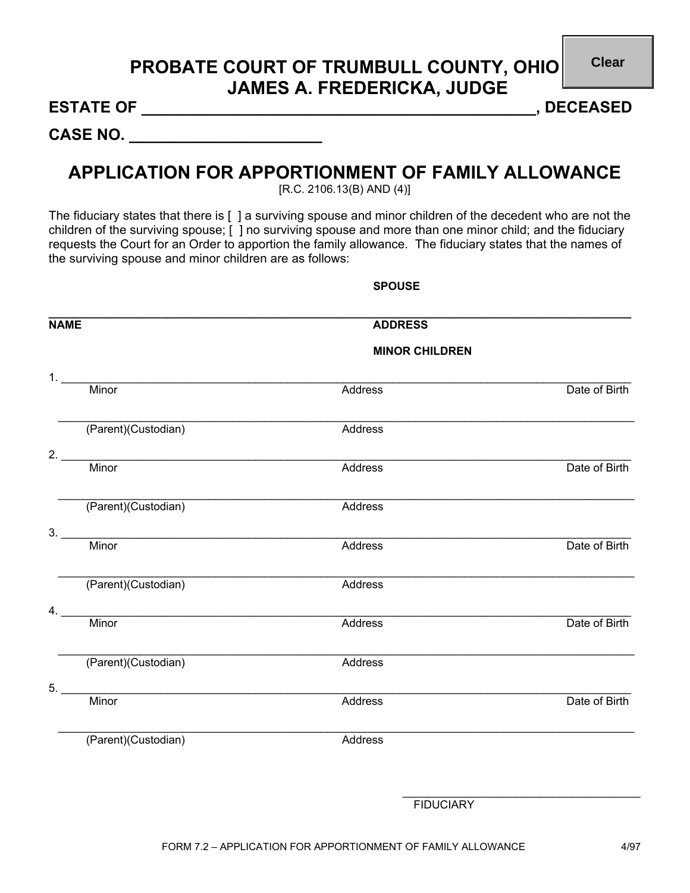Clear

# PROBATE COURT OF TRUMBULL COUNTY, OHIO
# JAMES A. FREDERICKA, JUDGE

**ESTATE OF \_\_\_\_\_\_\_\_\_\_\_\_\_\_\_\_\_\_\_\_\_\_\_\_\_\_\_\_\_\_\_\_\_\_\_\_\_\_\_\_\_\_\_\_, DECEASED**

**CASE NO. \_\_\_\_\_\_\_\_\_\_\_\_\_\_\_\_\_\_\_\_\_\_**

## APPLICATION FOR APPORTIONMENT OF FAMILY ALLOWANCE

[R.C. 2106.13(B) AND (4)]

The fiduciary states that there is [ ] a surviving spouse and minor children of the decedent who are not the children of the surviving spouse; [ ] no surviving spouse and more than one minor child; and the fiduciary requests the Court for an Order to apportion the family allowance. The fiduciary states that the names of the surviving spouse and minor children are as follows:

**SPOUSE**

\_\_\_\_\_\_\_\_\_\_\_\_\_\_\_\_\_\_\_\_\_\_\_\_\_\_\_\_\_\_\_\_\_\_\_\_\_\_\_\_\_\_\_\_\_\_\_\_\_\_\_\_\_\_\_\_\_\_\_\_\_\_\_\_\_\_\_\_\_\_
**NAME** **ADDRESS**

**MINOR CHILDREN**

1. \_\_\_\_\_\_\_\_\_\_\_\_\_\_\_\_\_\_\_\_\_\_\_\_\_\_\_\_\_\_\_\_\_\_\_\_\_\_\_\_\_\_\_\_\_\_\_\_\_\_\_\_\_\_\_\_\_\_\_\_\_\_\_\_\_\_\_\_
   Minor Address Date of Birth

   \_\_\_\_\_\_\_\_\_\_\_\_\_\_\_\_\_\_\_\_\_\_\_\_\_\_\_\_\_\_\_\_\_\_\_\_\_\_\_\_\_\_\_\_\_\_\_\_\_\_\_\_\_\_\_\_\_\_\_\_\_\_\_\_\_\_\_\_
   (Parent)(Custodian) Address

2. \_\_\_\_\_\_\_\_\_\_\_\_\_\_\_\_\_\_\_\_\_\_\_\_\_\_\_\_\_\_\_\_\_\_\_\_\_\_\_\_\_\_\_\_\_\_\_\_\_\_\_\_\_\_\_\_\_\_\_\_\_\_\_\_\_\_\_\_
   Minor Address Date of Birth

   \_\_\_\_\_\_\_\_\_\_\_\_\_\_\_\_\_\_\_\_\_\_\_\_\_\_\_\_\_\_\_\_\_\_\_\_\_\_\_\_\_\_\_\_\_\_\_\_\_\_\_\_\_\_\_\_\_\_\_\_\_\_\_\_\_\_\_\_
   (Parent)(Custodian) Address

3. \_\_\_\_\_\_\_\_\_\_\_\_\_\_\_\_\_\_\_\_\_\_\_\_\_\_\_\_\_\_\_\_\_\_\_\_\_\_\_\_\_\_\_\_\_\_\_\_\_\_\_\_\_\_\_\_\_\_\_\_\_\_\_\_\_\_\_\_
   Minor Address Date of Birth

   \_\_\_\_\_\_\_\_\_\_\_\_\_\_\_\_\_\_\_\_\_\_\_\_\_\_\_\_\_\_\_\_\_\_\_\_\_\_\_\_\_\_\_\_\_\_\_\_\_\_\_\_\_\_\_\_\_\_\_\_\_\_\_\_\_\_\_\_
   (Parent)(Custodian) Address

4. \_\_\_\_\_\_\_\_\_\_\_\_\_\_\_\_\_\_\_\_\_\_\_\_\_\_\_\_\_\_\_\_\_\_\_\_\_\_\_\_\_\_\_\_\_\_\_\_\_\_\_\_\_\_\_\_\_\_\_\_\_\_\_\_\_\_\_\_
   Minor Address Date of Birth

   \_\_\_\_\_\_\_\_\_\_\_\_\_\_\_\_\_\_\_\_\_\_\_\_\_\_\_\_\_\_\_\_\_\_\_\_\_\_\_\_\_\_\_\_\_\_\_\_\_\_\_\_\_\_\_\_\_\_\_\_\_\_\_\_\_\_\_\_
   (Parent)(Custodian) Address

5. \_\_\_\_\_\_\_\_\_\_\_\_\_\_\_\_\_\_\_\_\_\_\_\_\_\_\_\_\_\_\_\_\_\_\_\_\_\_\_\_\_\_\_\_\_\_\_\_\_\_\_\_\_\_\_\_\_\_\_\_\_\_\_\_\_\_\_\_
   Minor Address Date of Birth

   \_\_\_\_\_\_\_\_\_\_\_\_\_\_\_\_\_\_\_\_\_\_\_\_\_\_\_\_\_\_\_\_\_\_\_\_\_\_\_\_\_\_\_\_\_\_\_\_\_\_\_\_\_\_\_\_\_\_\_\_\_\_\_\_\_\_\_\_
   (Parent)(Custodian) Address

\_\_\_\_\_\_\_\_\_\_\_\_\_\_\_\_\_\_\_\_\_\_\_\_\_\_\_\_\_\_\_\_\_\_\_\_
FIDUCIARY

FORM 7.2 – APPLICATION FOR APPORTIONMENT OF FAMILY ALLOWANCE 4/97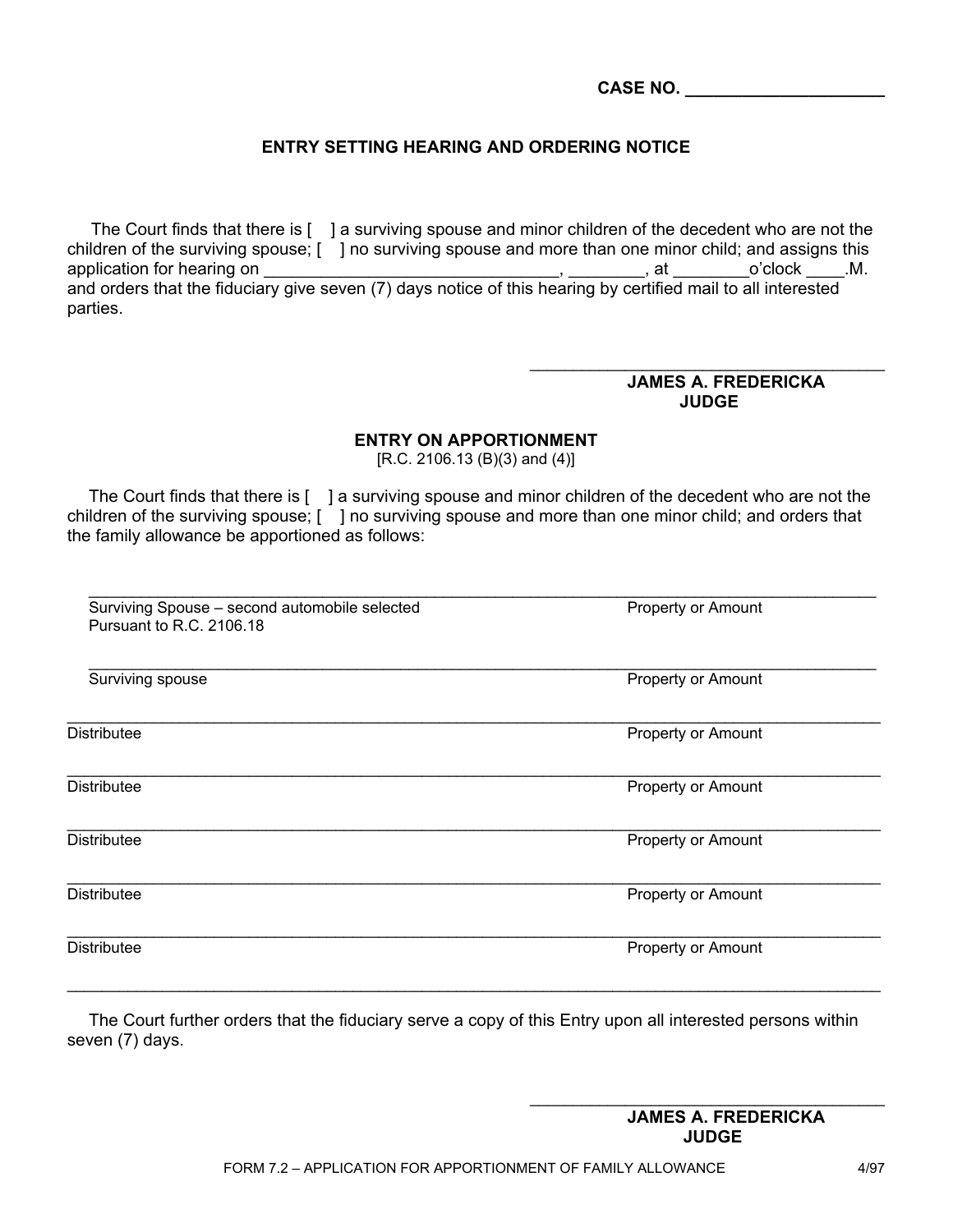CASE NO. ____________________

## ENTRY SETTING HEARING AND ORDERING NOTICE

The Court finds that there is [ ] a surviving spouse and minor children of the decedent who are not the children of the surviving spouse; [ ] no surviving spouse and more than one minor child; and assigns this application for hearing on ______________________________, ________, at ________o'clock ____.M. and orders that the fiduciary give seven (7) days notice of this hearing by certified mail to all interested parties.

_____________________________________
**JAMES A. FREDERICKA**
**JUDGE**

## ENTRY ON APPORTIONMENT

[R.C. 2106.13 (B)(3) and (4)]

The Court finds that there is [ ] a surviving spouse and minor children of the decedent who are not the children of the surviving spouse; [ ] no surviving spouse and more than one minor child; and orders that the family allowance be apportioned as follows:

_____________________________________________________________________________
Surviving Spouse – second automobile selected Pursuant to R.C. 2106.18 — Property or Amount

_____________________________________________________________________________
Surviving spouse — Property or Amount

_____________________________________________________________________________
Distributee — Property or Amount

_____________________________________________________________________________
Distributee — Property or Amount

_____________________________________________________________________________
Distributee — Property or Amount

_____________________________________________________________________________
Distributee — Property or Amount

_____________________________________________________________________________
Distributee — Property or Amount

_____________________________________________________________________________

The Court further orders that the fiduciary serve a copy of this Entry upon all interested persons within seven (7) days.

_____________________________________
**JAMES A. FREDERICKA**
**JUDGE**

FORM 7.2 – APPLICATION FOR APPORTIONMENT OF FAMILY ALLOWANCE 4/97